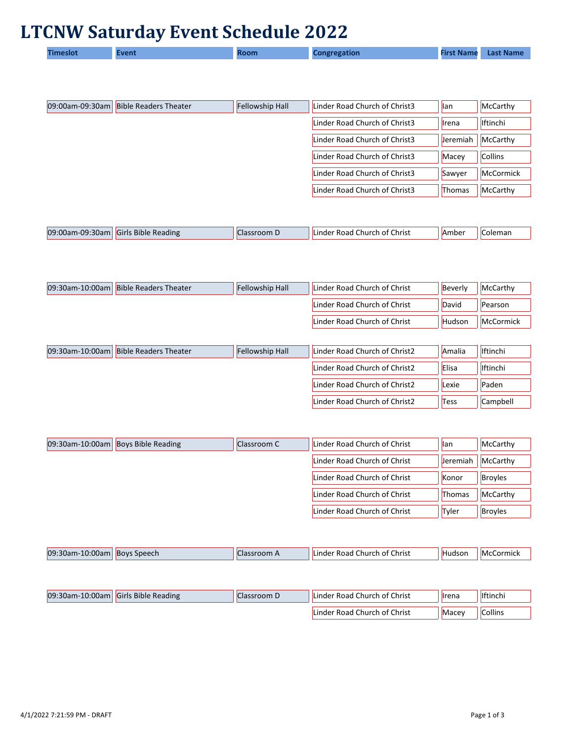# LTCNW Saturday Event Schedule 2022

| Timeslot | Event | Room | Congregation | First Name | Last Name |
|---|---|---|---|---|---|
| 09:00am-09:30am | Bible Readers Theater | Fellowship Hall | Linder Road Church of Christ3 | Ian | McCarthy |
| | | | Linder Road Church of Christ3 | Irena | Iftinchi |
| | | | Linder Road Church of Christ3 | Jeremiah | McCarthy |
| | | | Linder Road Church of Christ3 | Macey | Collins |
| | | | Linder Road Church of Christ3 | Sawyer | McCormick |
| | | | Linder Road Church of Christ3 | Thomas | McCarthy |
| 09:00am-09:30am | Girls Bible Reading | Classroom D | Linder Road Church of Christ | Amber | Coleman |
| 09:30am-10:00am | Bible Readers Theater | Fellowship Hall | Linder Road Church of Christ | Beverly | McCarthy |
| | | | Linder Road Church of Christ | David | Pearson |
| | | | Linder Road Church of Christ | Hudson | McCormick |
| 09:30am-10:00am | Bible Readers Theater | Fellowship Hall | Linder Road Church of Christ2 | Amalia | Iftinchi |
| | | | Linder Road Church of Christ2 | Elisa | Iftinchi |
| | | | Linder Road Church of Christ2 | Lexie | Paden |
| | | | Linder Road Church of Christ2 | Tess | Campbell |
| 09:30am-10:00am | Boys Bible Reading | Classroom C | Linder Road Church of Christ | Ian | McCarthy |
| | | | Linder Road Church of Christ | Jeremiah | McCarthy |
| | | | Linder Road Church of Christ | Konor | Broyles |
| | | | Linder Road Church of Christ | Thomas | McCarthy |
| | | | Linder Road Church of Christ | Tyler | Broyles |
| 09:30am-10:00am | Boys Speech | Classroom A | Linder Road Church of Christ | Hudson | McCormick |
| 09:30am-10:00am | Girls Bible Reading | Classroom D | Linder Road Church of Christ | Irena | Iftinchi |
| | | | Linder Road Church of Christ | Macey | Collins |

4/1/2022 7:21:59 PM - DRAFT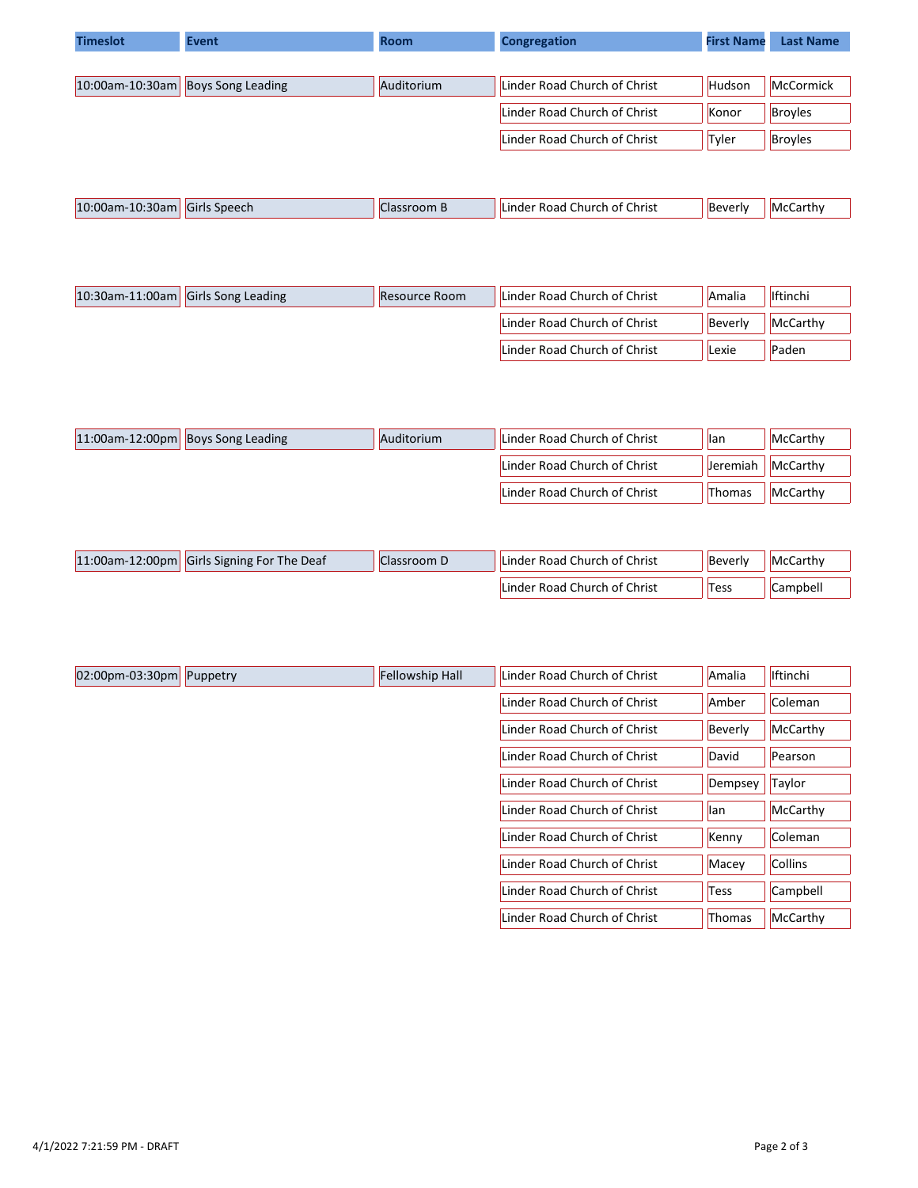| Timeslot | Event | Room | Congregation | First Name | Last Name |
|---|---|---|---|---|---|
| 10:00am-10:30am | Boys Song Leading | Auditorium | Linder Road Church of Christ | Hudson | McCormick |
| | | | Linder Road Church of Christ | Konor | Broyles |
| | | | Linder Road Church of Christ | Tyler | Broyles |
| 10:00am-10:30am | Girls Speech | Classroom B | Linder Road Church of Christ | Beverly | McCarthy |
| 10:30am-11:00am | Girls Song Leading | Resource Room | Linder Road Church of Christ | Amalia | Iftinchi |
| | | | Linder Road Church of Christ | Beverly | McCarthy |
| | | | Linder Road Church of Christ | Lexie | Paden |
| 11:00am-12:00pm | Boys Song Leading | Auditorium | Linder Road Church of Christ | Ian | McCarthy |
| | | | Linder Road Church of Christ | Jeremiah | McCarthy |
| | | | Linder Road Church of Christ | Thomas | McCarthy |
| 11:00am-12:00pm | Girls Signing For The Deaf | Classroom D | Linder Road Church of Christ | Beverly | McCarthy |
| | | | Linder Road Church of Christ | Tess | Campbell |
| 02:00pm-03:30pm | Puppetry | Fellowship Hall | Linder Road Church of Christ | Amalia | Iftinchi |
| | | | Linder Road Church of Christ | Amber | Coleman |
| | | | Linder Road Church of Christ | Beverly | McCarthy |
| | | | Linder Road Church of Christ | David | Pearson |
| | | | Linder Road Church of Christ | Dempsey | Taylor |
| | | | Linder Road Church of Christ | Ian | McCarthy |
| | | | Linder Road Church of Christ | Kenny | Coleman |
| | | | Linder Road Church of Christ | Macey | Collins |
| | | | Linder Road Church of Christ | Tess | Campbell |
| | | | Linder Road Church of Christ | Thomas | McCarthy |

4/1/2022 7:21:59 PM - DRAFT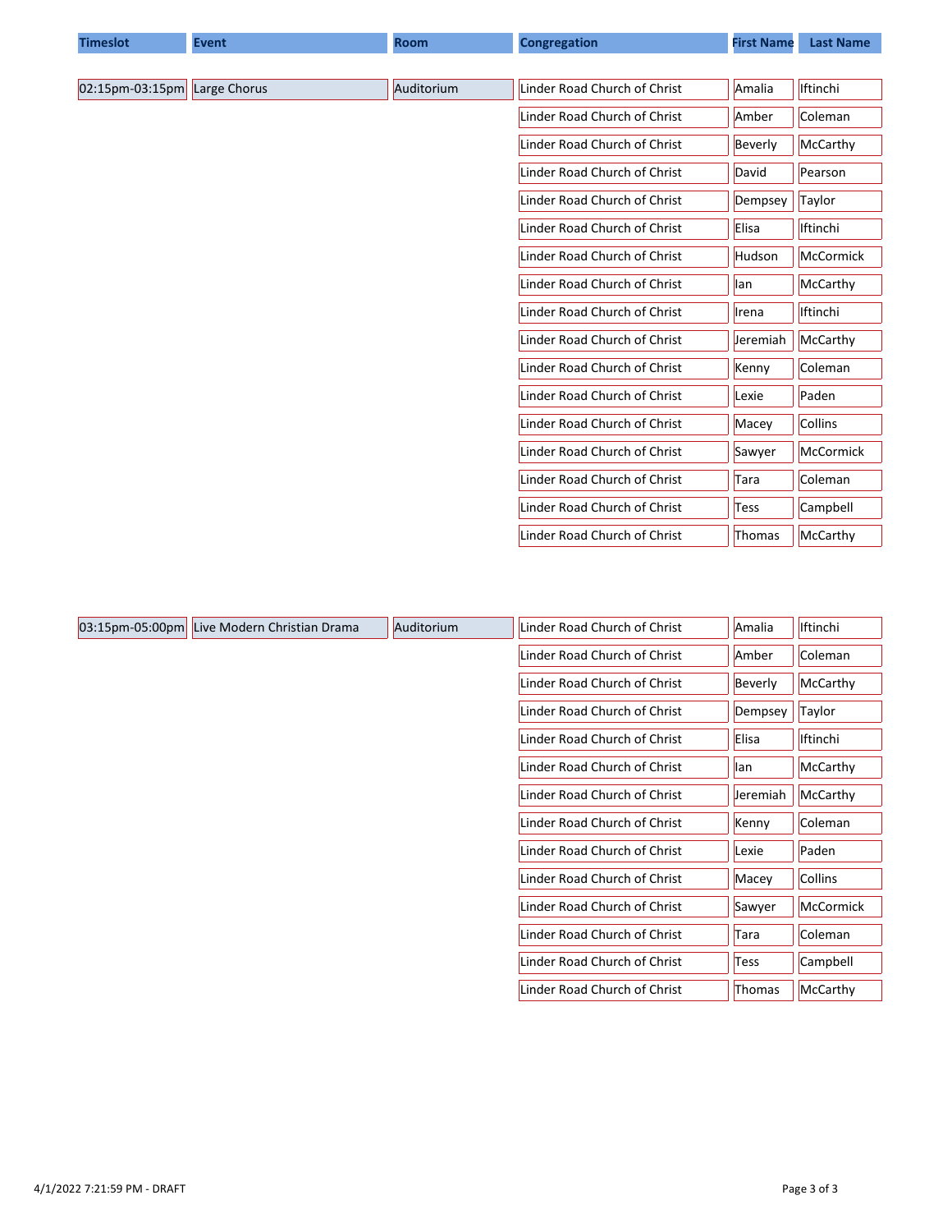| Timeslot | Event | Room | Congregation | First Name | Last Name |
|---|---|---|---|---|---|
| 02:15pm-03:15pm | Large Chorus | Auditorium | Linder Road Church of Christ | Amalia | Iftinchi |
| | | | Linder Road Church of Christ | Amber | Coleman |
| | | | Linder Road Church of Christ | Beverly | McCarthy |
| | | | Linder Road Church of Christ | David | Pearson |
| | | | Linder Road Church of Christ | Dempsey | Taylor |
| | | | Linder Road Church of Christ | Elisa | Iftinchi |
| | | | Linder Road Church of Christ | Hudson | McCormick |
| | | | Linder Road Church of Christ | Ian | McCarthy |
| | | | Linder Road Church of Christ | Irena | Iftinchi |
| | | | Linder Road Church of Christ | Jeremiah | McCarthy |
| | | | Linder Road Church of Christ | Kenny | Coleman |
| | | | Linder Road Church of Christ | Lexie | Paden |
| | | | Linder Road Church of Christ | Macey | Collins |
| | | | Linder Road Church of Christ | Sawyer | McCormick |
| | | | Linder Road Church of Christ | Tara | Coleman |
| | | | Linder Road Church of Christ | Tess | Campbell |
| | | | Linder Road Church of Christ | Thomas | McCarthy |
| 03:15pm-05:00pm | Live Modern Christian Drama | Auditorium | Linder Road Church of Christ | Amalia | Iftinchi |
| | | | Linder Road Church of Christ | Amber | Coleman |
| | | | Linder Road Church of Christ | Beverly | McCarthy |
| | | | Linder Road Church of Christ | Dempsey | Taylor |
| | | | Linder Road Church of Christ | Elisa | Iftinchi |
| | | | Linder Road Church of Christ | Ian | McCarthy |
| | | | Linder Road Church of Christ | Jeremiah | McCarthy |
| | | | Linder Road Church of Christ | Kenny | Coleman |
| | | | Linder Road Church of Christ | Lexie | Paden |
| | | | Linder Road Church of Christ | Macey | Collins |
| | | | Linder Road Church of Christ | Sawyer | McCormick |
| | | | Linder Road Church of Christ | Tara | Coleman |
| | | | Linder Road Church of Christ | Tess | Campbell |
| | | | Linder Road Church of Christ | Thomas | McCarthy |

4/1/2022 7:21:59 PM - DRAFT